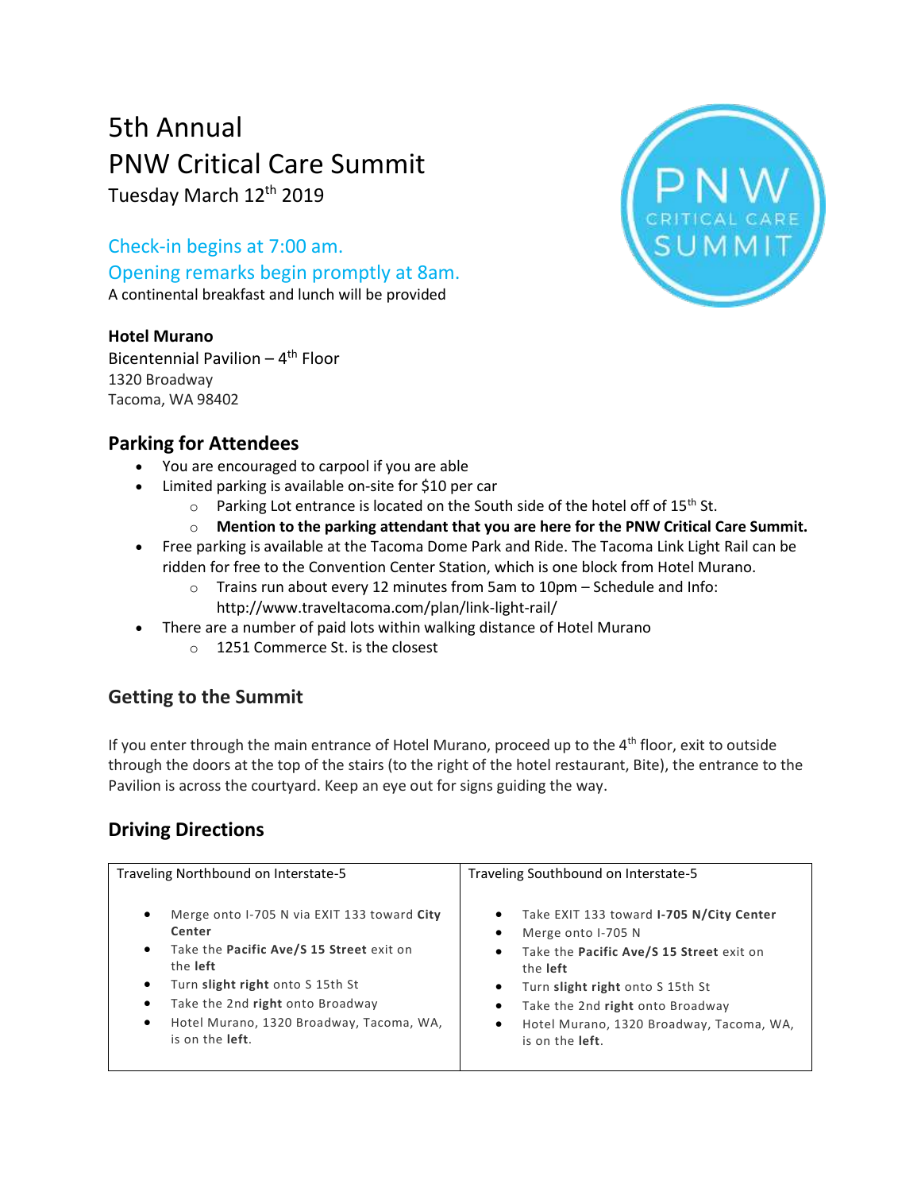# 5th Annual PNW Critical Care Summit

Tuesday March 12th 2019

Check-in begins at 7:00 am.

Opening remarks begin promptly at 8am.

A continental breakfast and lunch will be provided

**Hotel Murano**
Bicentennial Pavilion – 4th Floor
1320 Broadway
Tacoma, WA 98402

## Parking for Attendees

- You are encouraged to carpool if you are able
- Limited parking is available on-site for $10 per car
  - Parking Lot entrance is located on the South side of the hotel off of 15th St.
  - **Mention to the parking attendant that you are here for the PNW Critical Care Summit.**
- Free parking is available at the Tacoma Dome Park and Ride. The Tacoma Link Light Rail can be ridden for free to the Convention Center Station, which is one block from Hotel Murano.
  - Trains run about every 12 minutes from 5am to 10pm – Schedule and Info: http://www.traveltacoma.com/plan/link-light-rail/
- There are a number of paid lots within walking distance of Hotel Murano
  - 1251 Commerce St. is the closest

## Getting to the Summit

If you enter through the main entrance of Hotel Murano, proceed up to the 4th floor, exit to outside through the doors at the top of the stairs (to the right of the hotel restaurant, Bite), the entrance to the Pavilion is across the courtyard. Keep an eye out for signs guiding the way.

## Driving Directions

| Traveling Northbound on Interstate-5 | Traveling Southbound on Interstate-5 |
|---|---|
| • Merge onto I-705 N via EXIT 133 toward **City Center**<br>• Take the **Pacific Ave/S 15 Street** exit on the **left**<br>• Turn **slight right** onto S 15th St<br>• Take the 2nd **right** onto Broadway<br>• Hotel Murano, 1320 Broadway, Tacoma, WA, is on the **left**. | • Take EXIT 133 toward **I-705 N/City Center**<br>• Merge onto I-705 N<br>• Take the **Pacific Ave/S 15 Street** exit on the **left**<br>• Turn **slight right** onto S 15th St<br>• Take the 2nd **right** onto Broadway<br>• Hotel Murano, 1320 Broadway, Tacoma, WA, is on the **left**. |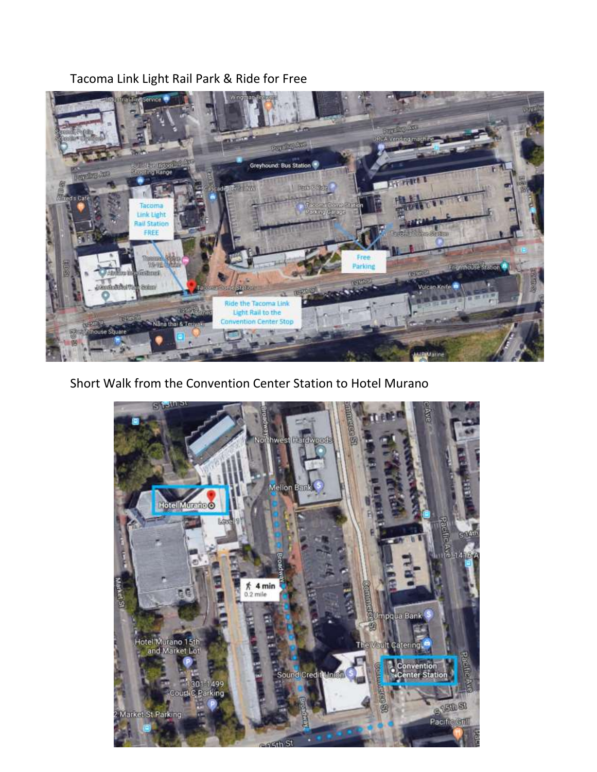Tacoma Link Light Rail Park & Ride for Free

Short Walk from the Convention Center Station to Hotel Murano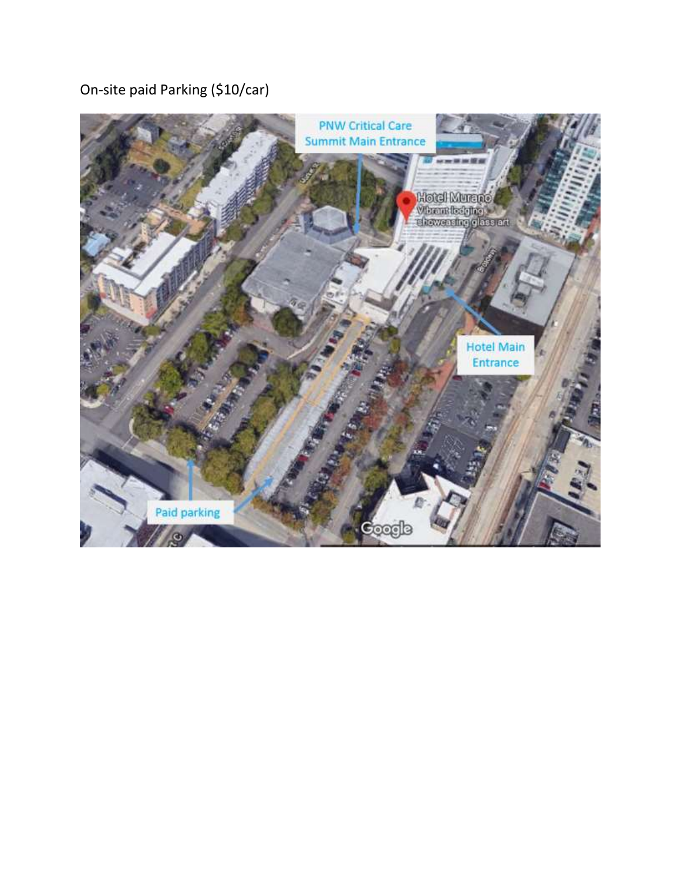On-site paid Parking ($10/car)

PNW Critical Care Summit Main Entrance

Hotel Murano

Vibrant lodging showcasing glass art

Hotel Main Entrance

Paid parking